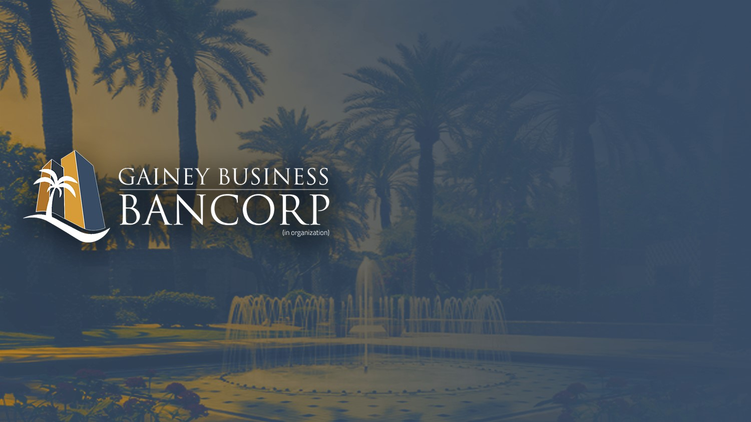# GAINEY BUSINESS BANCORP

(in organization)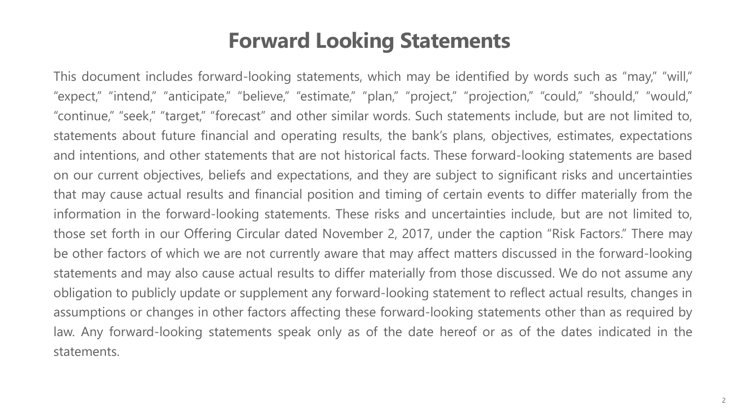# Forward Looking Statements

This document includes forward-looking statements, which may be identified by words such as “may,” “will,” “expect,” “intend,” “anticipate,” “believe,” “estimate,” “plan,” “project,” “projection,” “could,” “should,” “would,” “continue,” “seek,” “target,” “forecast” and other similar words. Such statements include, but are not limited to, statements about future financial and operating results, the bank’s plans, objectives, estimates, expectations and intentions, and other statements that are not historical facts. These forward-looking statements are based on our current objectives, beliefs and expectations, and they are subject to significant risks and uncertainties that may cause actual results and financial position and timing of certain events to differ materially from the information in the forward-looking statements. These risks and uncertainties include, but are not limited to, those set forth in our Offering Circular dated November 2, 2017, under the caption “Risk Factors.” There may be other factors of which we are not currently aware that may affect matters discussed in the forward-looking statements and may also cause actual results to differ materially from those discussed. We do not assume any obligation to publicly update or supplement any forward-looking statement to reflect actual results, changes in assumptions or changes in other factors affecting these forward-looking statements other than as required by law. Any forward-looking statements speak only as of the date hereof or as of the dates indicated in the statements.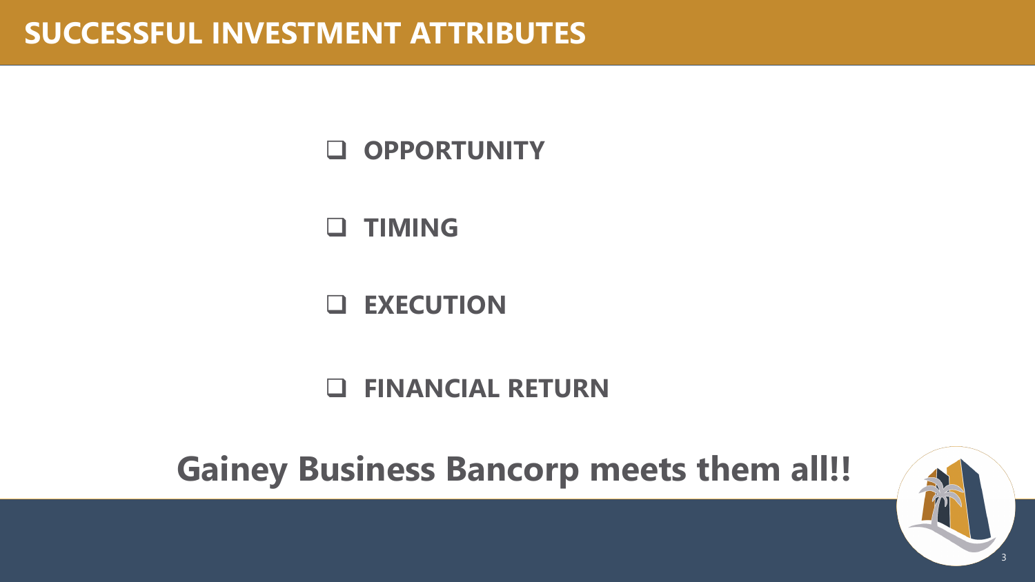# SUCCESSFUL INVESTMENT ATTRIBUTES

- ❑ **OPPORTUNITY**
- ❑ **TIMING**
- ❑ **EXECUTION**
- ❑ **FINANCIAL RETURN**

**Gainey Business Bancorp meets them all!!**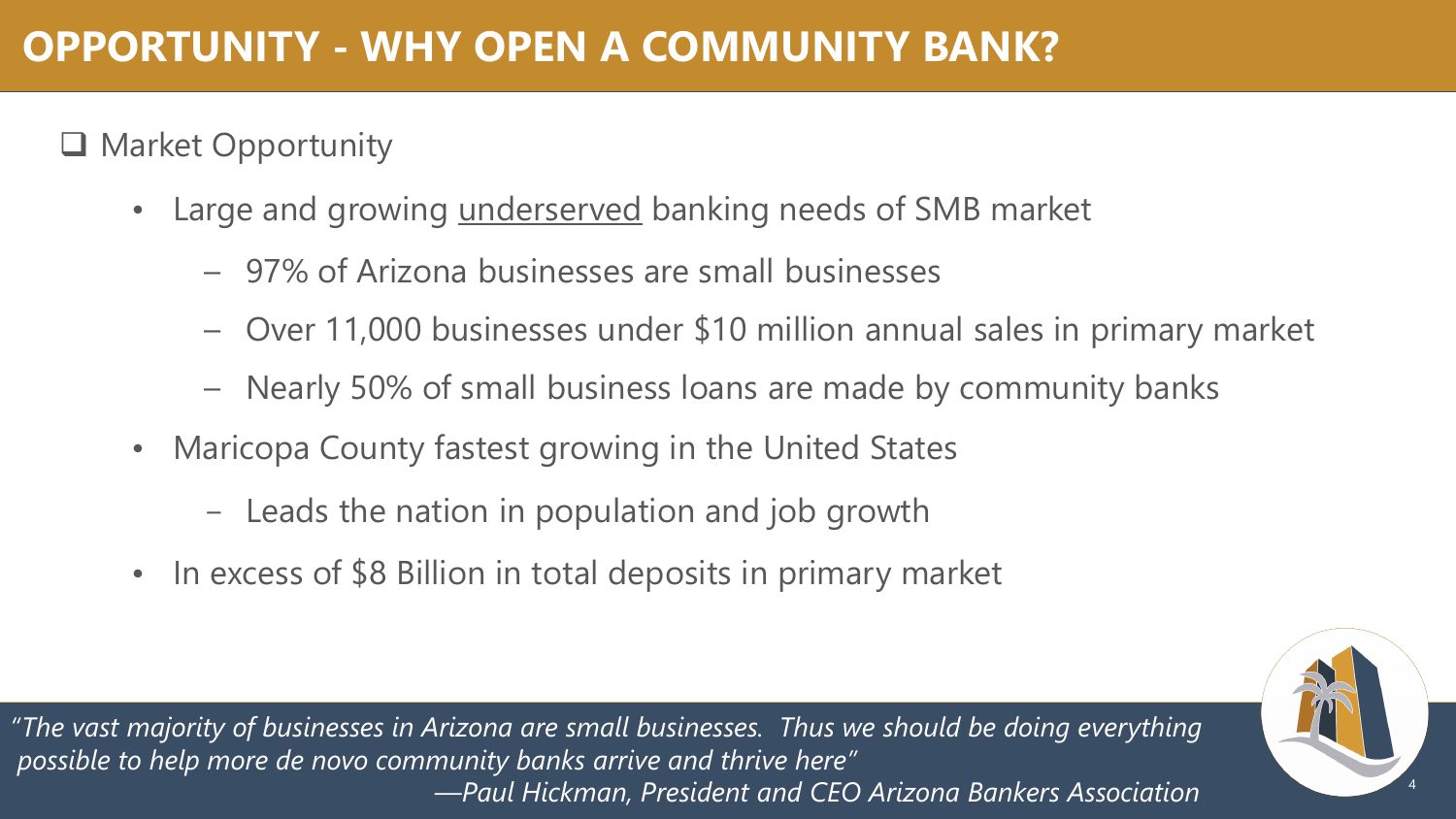# OPPORTUNITY - WHY OPEN A COMMUNITY BANK?

- Market Opportunity
  - Large and growing underserved banking needs of SMB market
    - 97% of Arizona businesses are small businesses
    - Over 11,000 businesses under $10 million annual sales in primary market
    - Nearly 50% of small business loans are made by community banks
  - Maricopa County fastest growing in the United States
    - Leads the nation in population and job growth
  - In excess of $8 Billion in total deposits in primary market

*"The vast majority of businesses in Arizona are small businesses. Thus we should be doing everything possible to help more de novo community banks arrive and thrive here"*
*—Paul Hickman, President and CEO Arizona Bankers Association*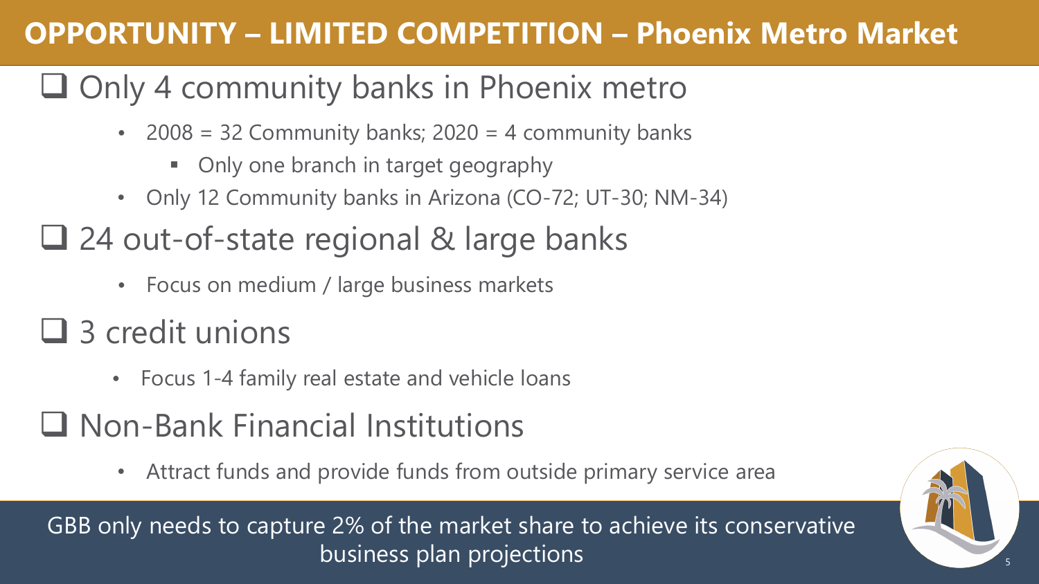# OPPORTUNITY – LIMITED COMPETITION – Phoenix Metro Market

- Only 4 community banks in Phoenix metro
  - 2008 = 32 Community banks; 2020 = 4 community banks
    - Only one branch in target geography
  - Only 12 Community banks in Arizona (CO-72; UT-30; NM-34)
- 24 out-of-state regional & large banks
  - Focus on medium / large business markets
- 3 credit unions
  - Focus 1-4 family real estate and vehicle loans
- Non-Bank Financial Institutions
  - Attract funds and provide funds from outside primary service area

GBB only needs to capture 2% of the market share to achieve its conservative business plan projections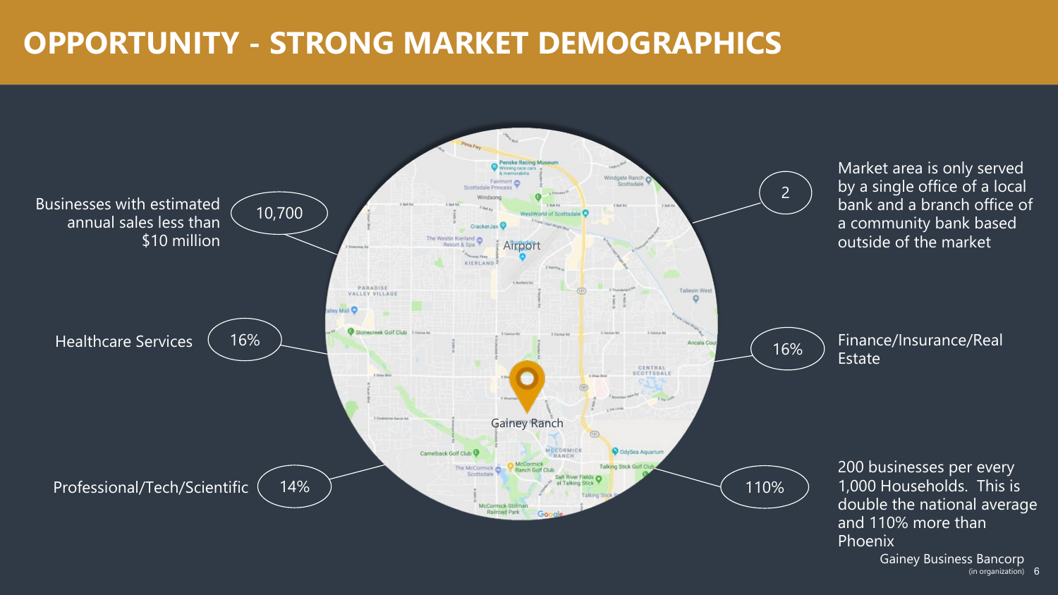# OPPORTUNITY - STRONG MARKET DEMOGRAPHICS

Businesses with estimated annual sales less than $10 million — **10,700**

Healthcare Services — **16%**

Professional/Tech/Scientific — **14%**

**2** — Market area is only served by a single office of a local bank and a branch office of a community bank based outside of the market

**16%** — Finance/Insurance/Real Estate

**110%** — 200 businesses per every 1,000 Households. This is double the national average and 110% more than Phoenix

Gainey Business Bancorp (in organization)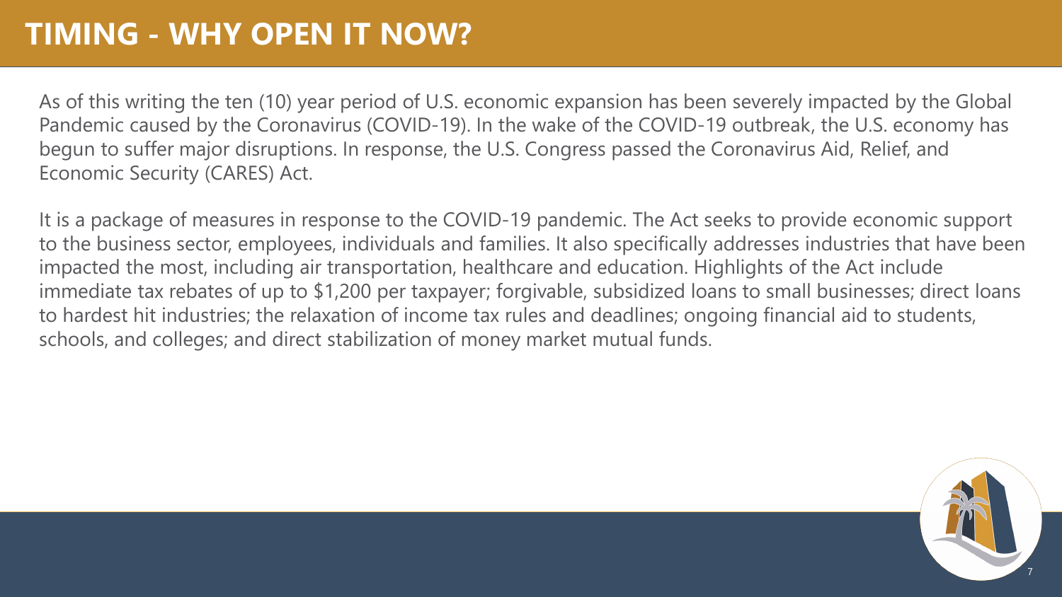# TIMING - WHY OPEN IT NOW?

As of this writing the ten (10) year period of U.S. economic expansion has been severely impacted by the Global Pandemic caused by the Coronavirus (COVID-19). In the wake of the COVID-19 outbreak, the U.S. economy has begun to suffer major disruptions. In response, the U.S. Congress passed the Coronavirus Aid, Relief, and Economic Security (CARES) Act.

It is a package of measures in response to the COVID-19 pandemic. The Act seeks to provide economic support to the business sector, employees, individuals and families. It also specifically addresses industries that have been impacted the most, including air transportation, healthcare and education. Highlights of the Act include immediate tax rebates of up to $1,200 per taxpayer; forgivable, subsidized loans to small businesses; direct loans to hardest hit industries; the relaxation of income tax rules and deadlines; ongoing financial aid to students, schools, and colleges; and direct stabilization of money market mutual funds.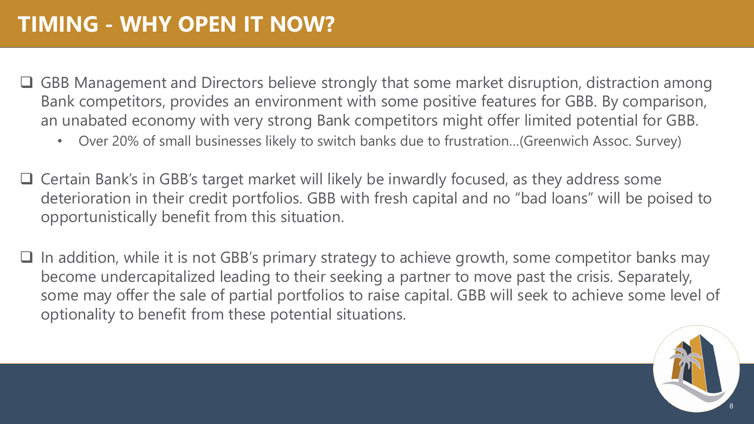# TIMING - WHY OPEN IT NOW?

- GBB Management and Directors believe strongly that some market disruption, distraction among Bank competitors, provides an environment with some positive features for GBB. By comparison, an unabated economy with very strong Bank competitors might offer limited potential for GBB.
  - Over 20% of small businesses likely to switch banks due to frustration…(Greenwich Assoc. Survey)

- Certain Bank's in GBB's target market will likely be inwardly focused, as they address some deterioration in their credit portfolios. GBB with fresh capital and no "bad loans" will be poised to opportunistically benefit from this situation.

- In addition, while it is not GBB's primary strategy to achieve growth, some competitor banks may become undercapitalized leading to their seeking a partner to move past the crisis. Separately, some may offer the sale of partial portfolios to raise capital. GBB will seek to achieve some level of optionality to benefit from these potential situations.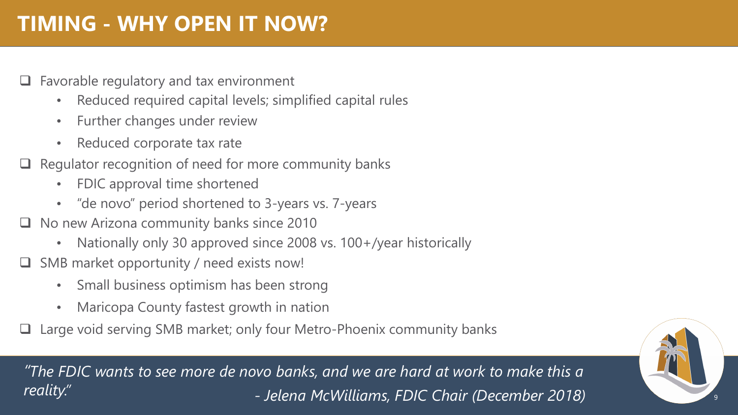# TIMING - WHY OPEN IT NOW?

- Favorable regulatory and tax environment
  - Reduced required capital levels; simplified capital rules
  - Further changes under review
  - Reduced corporate tax rate
- Regulator recognition of need for more community banks
  - FDIC approval time shortened
  - "de novo" period shortened to 3-years vs. 7-years
- No new Arizona community banks since 2010
  - Nationally only 30 approved since 2008 vs. 100+/year historically
- SMB market opportunity / need exists now!
  - Small business optimism has been strong
  - Maricopa County fastest growth in nation
- Large void serving SMB market; only four Metro-Phoenix community banks

*"The FDIC wants to see more de novo banks, and we are hard at work to make this a reality."*
*- Jelena McWilliams, FDIC Chair (December 2018)*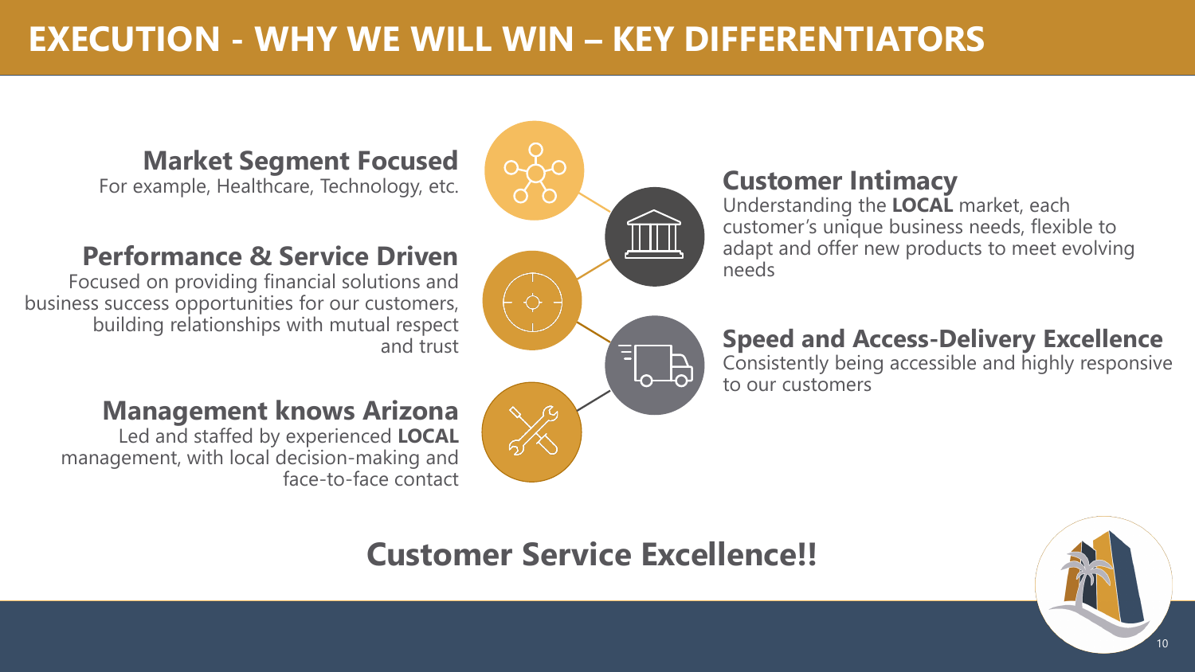# EXECUTION - WHY WE WILL WIN – KEY DIFFERENTIATORS

### Market Segment Focused
For example, Healthcare, Technology, etc.

### Performance & Service Driven
Focused on providing financial solutions and business success opportunities for our customers, building relationships with mutual respect and trust

### Management knows Arizona
Led and staffed by experienced **LOCAL** management, with local decision-making and face-to-face contact

### Customer Intimacy
Understanding the **LOCAL** market, each customer's unique business needs, flexible to adapt and offer new products to meet evolving needs

### Speed and Access-Delivery Excellence
Consistently being accessible and highly responsive to our customers

## Customer Service Excellence!!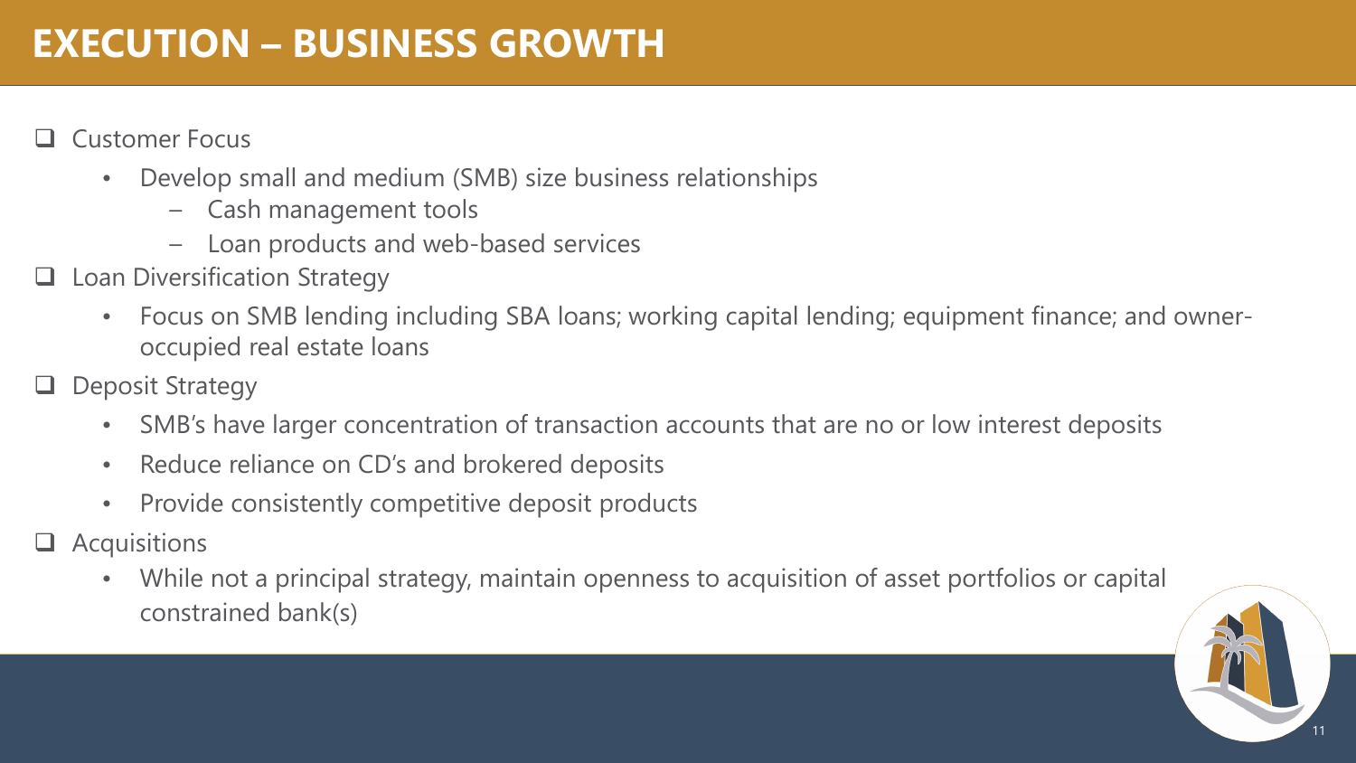# EXECUTION – BUSINESS GROWTH

- Customer Focus
  - Develop small and medium (SMB) size business relationships
    - Cash management tools
    - Loan products and web-based services
- Loan Diversification Strategy
  - Focus on SMB lending including SBA loans; working capital lending; equipment finance; and owner-occupied real estate loans
- Deposit Strategy
  - SMB's have larger concentration of transaction accounts that are no or low interest deposits
  - Reduce reliance on CD's and brokered deposits
  - Provide consistently competitive deposit products
- Acquisitions
  - While not a principal strategy, maintain openness to acquisition of asset portfolios or capital constrained bank(s)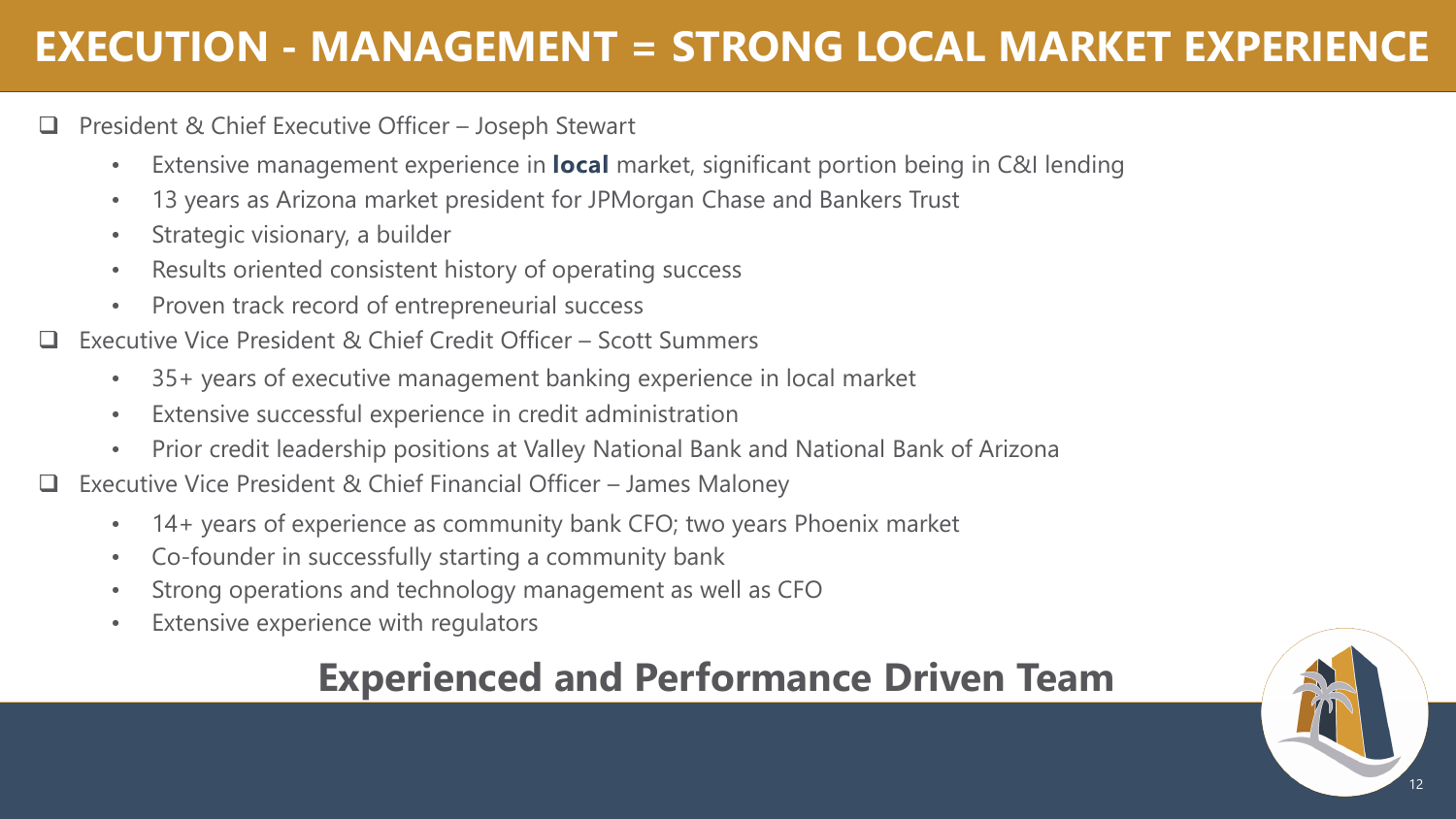# EXECUTION - MANAGEMENT = STRONG LOCAL MARKET EXPERIENCE

- President & Chief Executive Officer – Joseph Stewart
  - Extensive management experience in **local** market, significant portion being in C&I lending
  - 13 years as Arizona market president for JPMorgan Chase and Bankers Trust
  - Strategic visionary, a builder
  - Results oriented consistent history of operating success
  - Proven track record of entrepreneurial success
- Executive Vice President & Chief Credit Officer – Scott Summers
  - 35+ years of executive management banking experience in local market
  - Extensive successful experience in credit administration
  - Prior credit leadership positions at Valley National Bank and National Bank of Arizona
- Executive Vice President & Chief Financial Officer – James Maloney
  - 14+ years of experience as community bank CFO; two years Phoenix market
  - Co-founder in successfully starting a community bank
  - Strong operations and technology management as well as CFO
  - Extensive experience with regulators

## Experienced and Performance Driven Team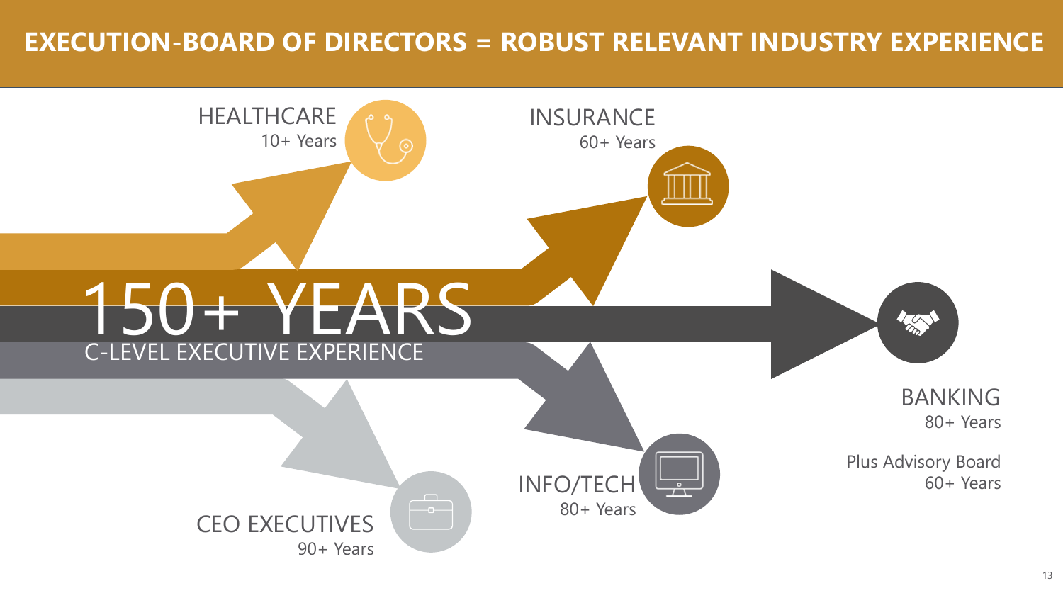# EXECUTION-BOARD OF DIRECTORS = ROBUST RELEVANT INDUSTRY EXPERIENCE

## 150+ YEARS

C-LEVEL EXECUTIVE EXPERIENCE

HEALTHCARE
10+ Years

INSURANCE
60+ Years

BANKING
80+ Years

Plus Advisory Board
60+ Years

INFO/TECH
80+ Years

CEO EXECUTIVES
90+ Years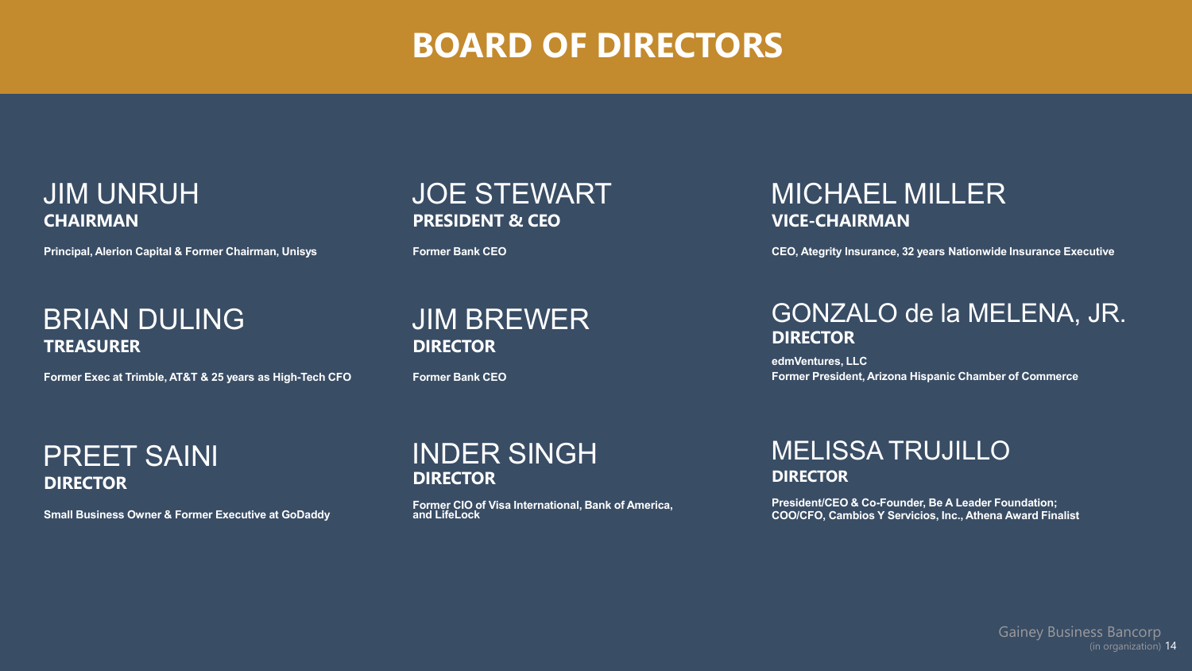# BOARD OF DIRECTORS

### JIM UNRUH
**CHAIRMAN**

**Principal, Alerion Capital & Former Chairman, Unisys**

### JOE STEWART
**PRESIDENT & CEO**

**Former Bank CEO**

### MICHAEL MILLER
**VICE-CHAIRMAN**

**CEO, Ategrity Insurance, 32 years Nationwide Insurance Executive**

### BRIAN DULING
**TREASURER**

**Former Exec at Trimble, AT&T & 25 years as High-Tech CFO**

### JIM BREWER
**DIRECTOR**

**Former Bank CEO**

### GONZALO de la MELENA, JR.
**DIRECTOR**

**edmVentures, LLC**
**Former President, Arizona Hispanic Chamber of Commerce**

### PREET SAINI
**DIRECTOR**

**Small Business Owner & Former Executive at GoDaddy**

### INDER SINGH
**DIRECTOR**

**Former CIO of Visa International, Bank of America, and LifeLock**

### MELISSA TRUJILLO
**DIRECTOR**

**President/CEO & Co-Founder, Be A Leader Foundation; COO/CFO, Cambios Y Servicios, Inc., Athena Award Finalist**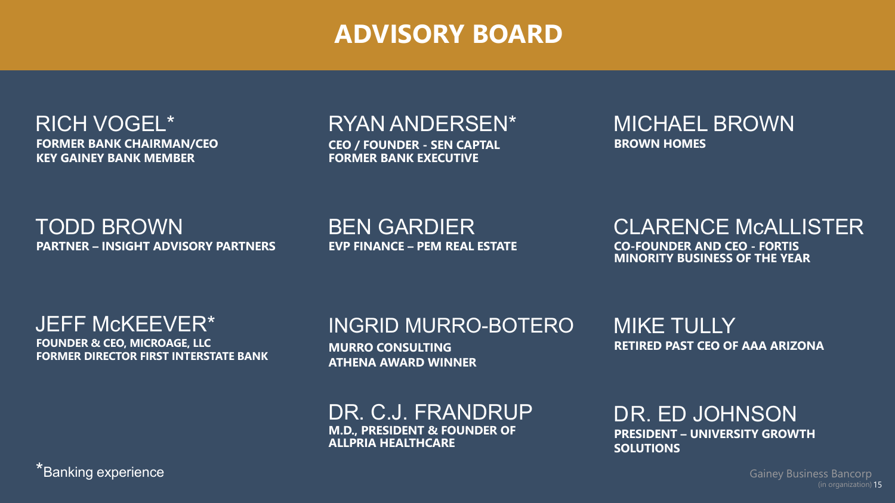# ADVISORY BOARD

**RICH VOGEL***
FORMER BANK CHAIRMAN/CEO
KEY GAINEY BANK MEMBER

**RYAN ANDERSEN***
CEO / FOUNDER - SEN CAPTAL
FORMER BANK EXECUTIVE

**MICHAEL BROWN**
BROWN HOMES

**TODD BROWN**
PARTNER – INSIGHT ADVISORY PARTNERS

**BEN GARDIER**
EVP FINANCE – PEM REAL ESTATE

**CLARENCE McALLISTER**
CO-FOUNDER AND CEO - FORTIS
MINORITY BUSINESS OF THE YEAR

**JEFF McKEEVER***
FOUNDER & CEO, MICROAGE, LLC
FORMER DIRECTOR FIRST INTERSTATE BANK

**INGRID MURRO-BOTERO**
MURRO CONSULTING
ATHENA AWARD WINNER

**MIKE TULLY**
RETIRED PAST CEO OF AAA ARIZONA

**DR. C.J. FRANDRUP**
M.D., PRESIDENT & FOUNDER OF ALLPRIA HEALTHCARE

**DR. ED JOHNSON**
PRESIDENT – UNIVERSITY GROWTH SOLUTIONS

*Banking experience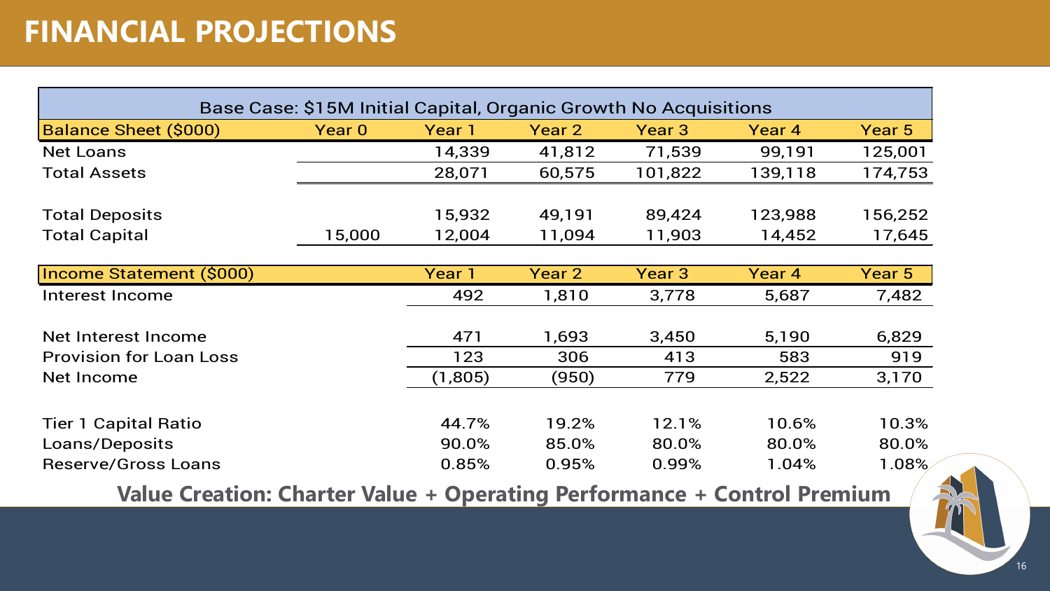# FINANCIAL PROJECTIONS

| Base Case: $15M Initial Capital, Organic Growth No Acquisitions | | | | | | |
|---|---|---|---|---|---|---|
| **Balance Sheet ($000)** | **Year 0** | **Year 1** | **Year 2** | **Year 3** | **Year 4** | **Year 5** |
| Net Loans | | 14,339 | 41,812 | 71,539 | 99,191 | 125,001 |
| Total Assets | | 28,071 | 60,575 | 101,822 | 139,118 | 174,753 |
| | | | | | | |
| Total Deposits | | 15,932 | 49,191 | 89,424 | 123,988 | 156,252 |
| Total Capital | 15,000 | 12,004 | 11,094 | 11,903 | 14,452 | 17,645 |
| | | | | | | |
| **Income Statement ($000)** | | **Year 1** | **Year 2** | **Year 3** | **Year 4** | **Year 5** |
| Interest Income | | 492 | 1,810 | 3,778 | 5,687 | 7,482 |
| | | | | | | |
| Net Interest Income | | 471 | 1,693 | 3,450 | 5,190 | 6,829 |
| Provision for Loan Loss | | 123 | 306 | 413 | 583 | 919 |
| Net Income | | (1,805) | (950) | 779 | 2,522 | 3,170 |
| | | | | | | |
| Tier 1 Capital Ratio | | 44.7% | 19.2% | 12.1% | 10.6% | 10.3% |
| Loans/Deposits | | 90.0% | 85.0% | 80.0% | 80.0% | 80.0% |
| Reserve/Gross Loans | | 0.85% | 0.95% | 0.99% | 1.04% | 1.08% |

**Value Creation: Charter Value + Operating Performance + Control Premium**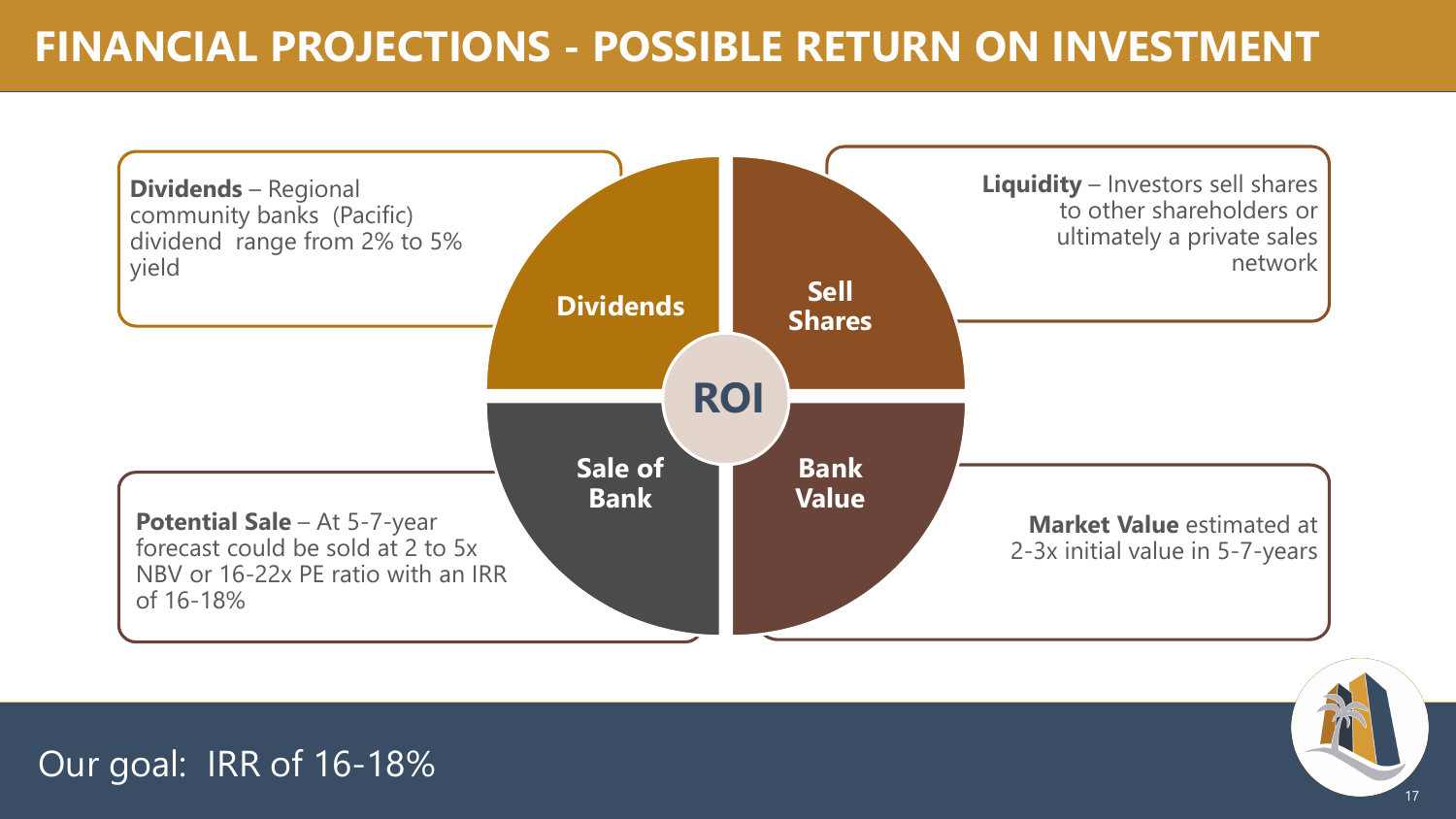# FINANCIAL PROJECTIONS - POSSIBLE RETURN ON INVESTMENT

**ROI**

**Dividends**

**Dividends** – Regional community banks (Pacific) dividend range from 2% to 5% yield

**Sell Shares**

**Liquidity** – Investors sell shares to other shareholders or ultimately a private sales network

**Sale of Bank**

**Potential Sale** – At 5-7-year forecast could be sold at 2 to 5x NBV or 16-22x PE ratio with an IRR of 16-18%

**Bank Value**

**Market Value** estimated at 2-3x initial value in 5-7-years

Our goal: IRR of 16-18%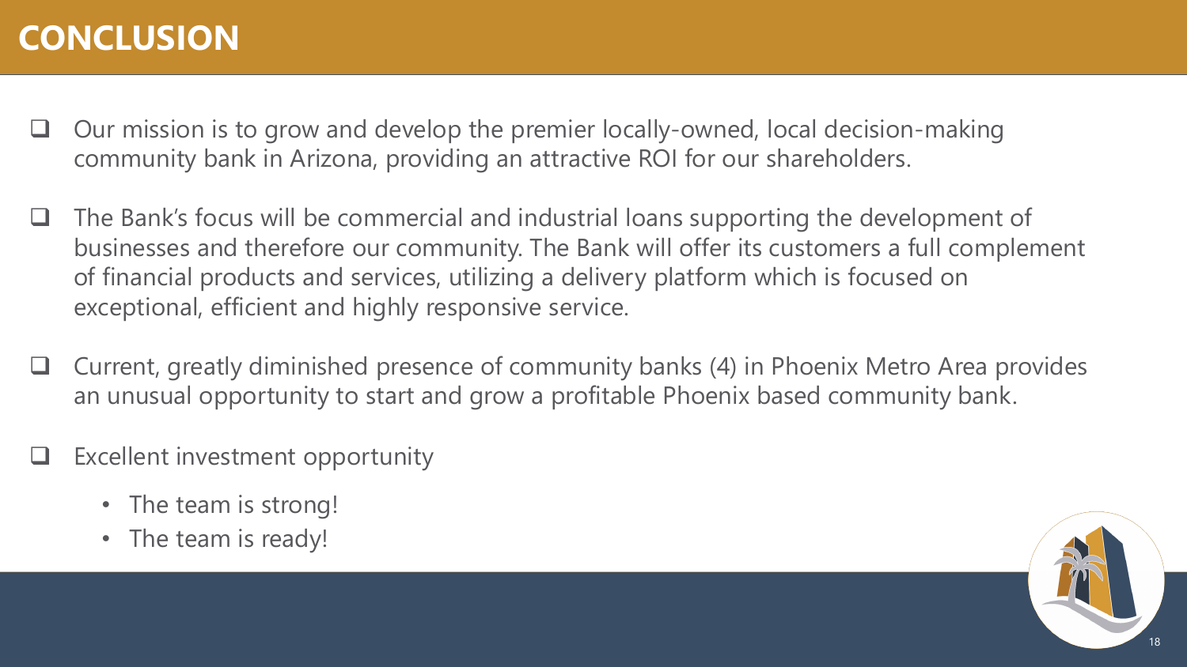# CONCLUSION

- Our mission is to grow and develop the premier locally-owned, local decision-making community bank in Arizona, providing an attractive ROI for our shareholders.
- The Bank's focus will be commercial and industrial loans supporting the development of businesses and therefore our community. The Bank will offer its customers a full complement of financial products and services, utilizing a delivery platform which is focused on exceptional, efficient and highly responsive service.
- Current, greatly diminished presence of community banks (4) in Phoenix Metro Area provides an unusual opportunity to start and grow a profitable Phoenix based community bank.
- Excellent investment opportunity
  - The team is strong!
  - The team is ready!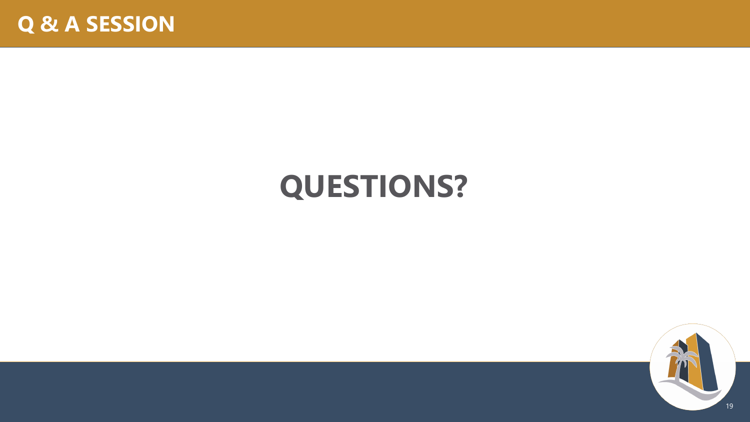# Q & A SESSION

## QUESTIONS?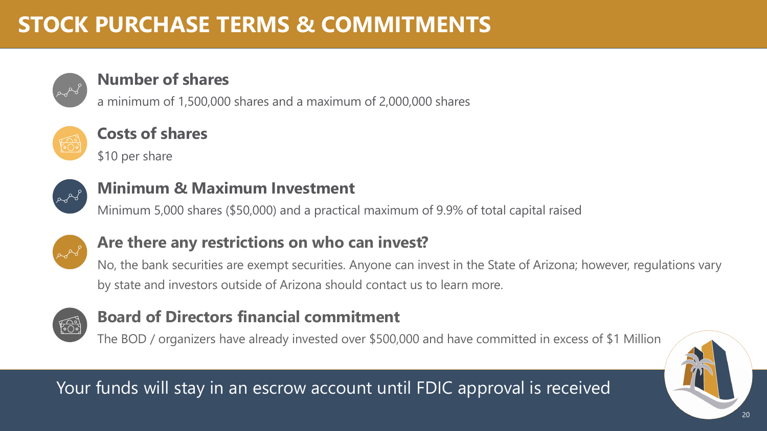# STOCK PURCHASE TERMS & COMMITMENTS

### Number of shares

a minimum of 1,500,000 shares and a maximum of 2,000,000 shares

### Costs of shares

$10 per share

### Minimum & Maximum Investment

Minimum 5,000 shares ($50,000) and a practical maximum of 9.9% of total capital raised

### Are there any restrictions on who can invest?

No, the bank securities are exempt securities. Anyone can invest in the State of Arizona; however, regulations vary by state and investors outside of Arizona should contact us to learn more.

### Board of Directors financial commitment

The BOD / organizers have already invested over $500,000 and have committed in excess of $1 Million

Your funds will stay in an escrow account until FDIC approval is received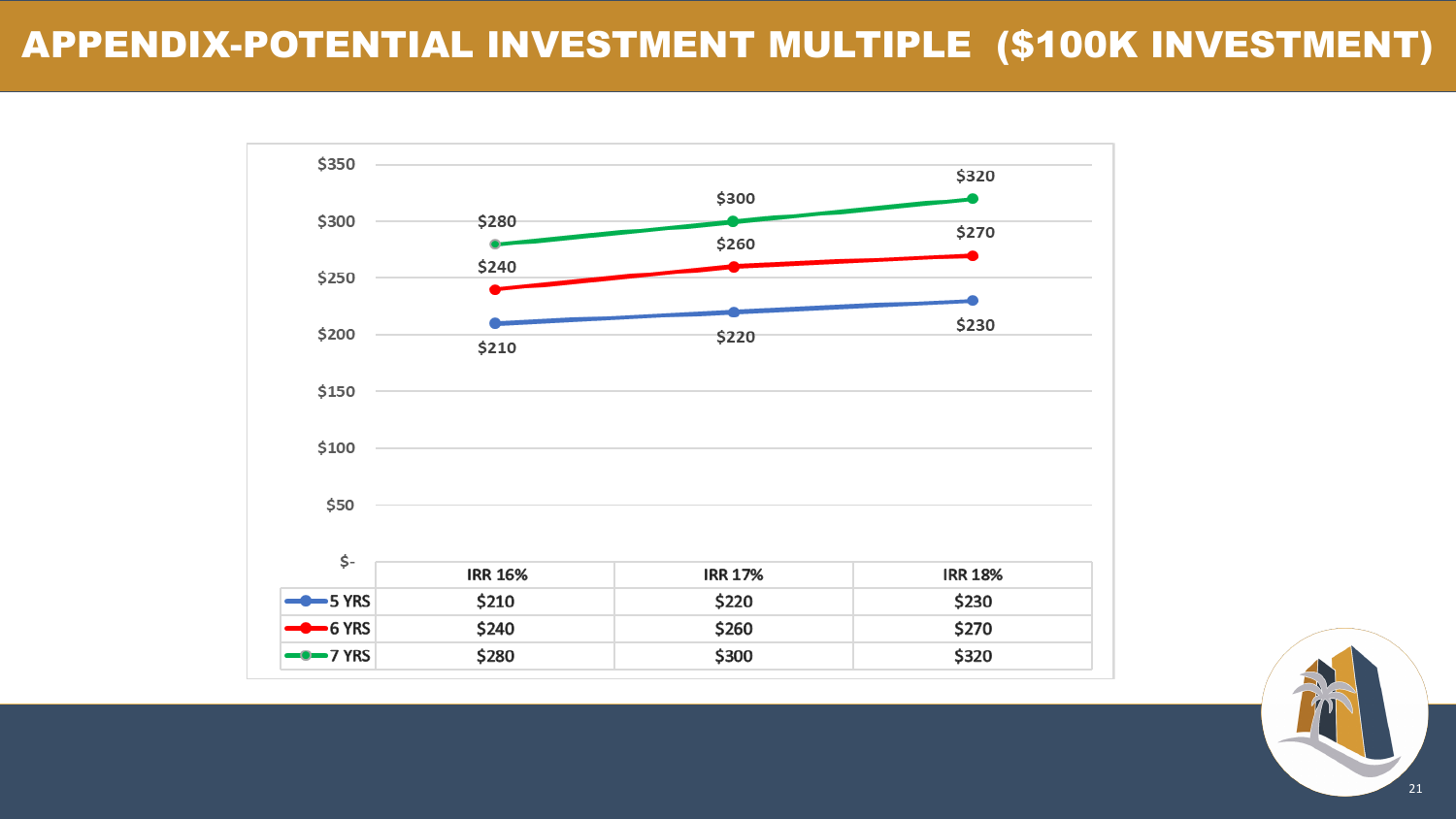# APPENDIX-POTENTIAL INVESTMENT MULTIPLE ($100K INVESTMENT)

$350
$300
$250
$200
$150
$100
$50
$-

$280 $300 $320
$240 $260 $270
$210 $220 $230

| | IRR 16% | IRR 17% | IRR 18% |
|---|---|---|---|
| 5 YRS | $210 | $220 | $230 |
| 6 YRS | $240 | $260 | $270 |
| 7 YRS | $280 | $300 | $320 |